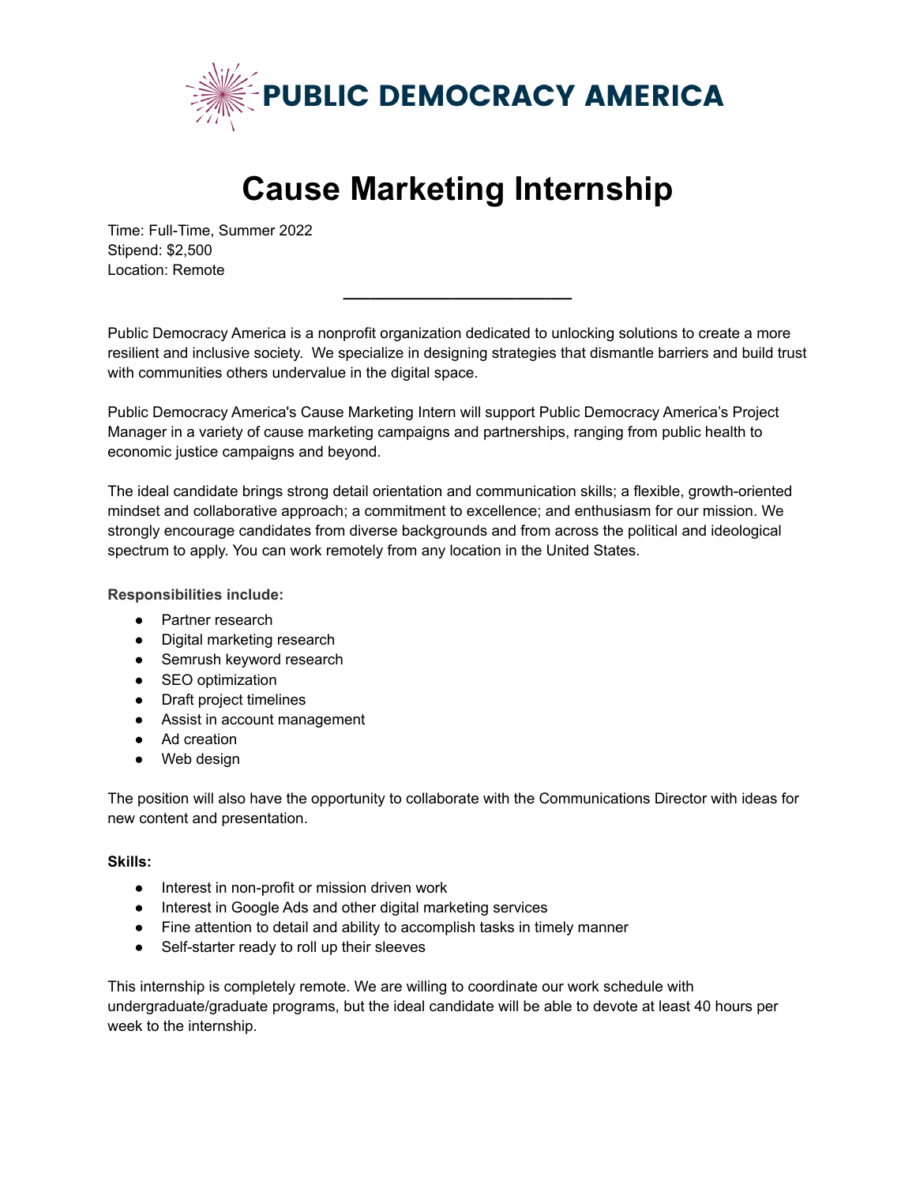PUBLIC DEMOCRACY AMERICA

# Cause Marketing Internship

Time: Full-Time, Summer 2022
Stipend: $2,500
Location: Remote

---

Public Democracy America is a nonprofit organization dedicated to unlocking solutions to create a more resilient and inclusive society. We specialize in designing strategies that dismantle barriers and build trust with communities others undervalue in the digital space.

Public Democracy America's Cause Marketing Intern will support Public Democracy America's Project Manager in a variety of cause marketing campaigns and partnerships, ranging from public health to economic justice campaigns and beyond.

The ideal candidate brings strong detail orientation and communication skills; a flexible, growth-oriented mindset and collaborative approach; a commitment to excellence; and enthusiasm for our mission. We strongly encourage candidates from diverse backgrounds and from across the political and ideological spectrum to apply. You can work remotely from any location in the United States.

**Responsibilities include:**

- Partner research
- Digital marketing research
- Semrush keyword research
- SEO optimization
- Draft project timelines
- Assist in account management
- Ad creation
- Web design

The position will also have the opportunity to collaborate with the Communications Director with ideas for new content and presentation.

**Skills:**

- Interest in non-profit or mission driven work
- Interest in Google Ads and other digital marketing services
- Fine attention to detail and ability to accomplish tasks in timely manner
- Self-starter ready to roll up their sleeves

This internship is completely remote. We are willing to coordinate our work schedule with undergraduate/graduate programs, but the ideal candidate will be able to devote at least 40 hours per week to the internship.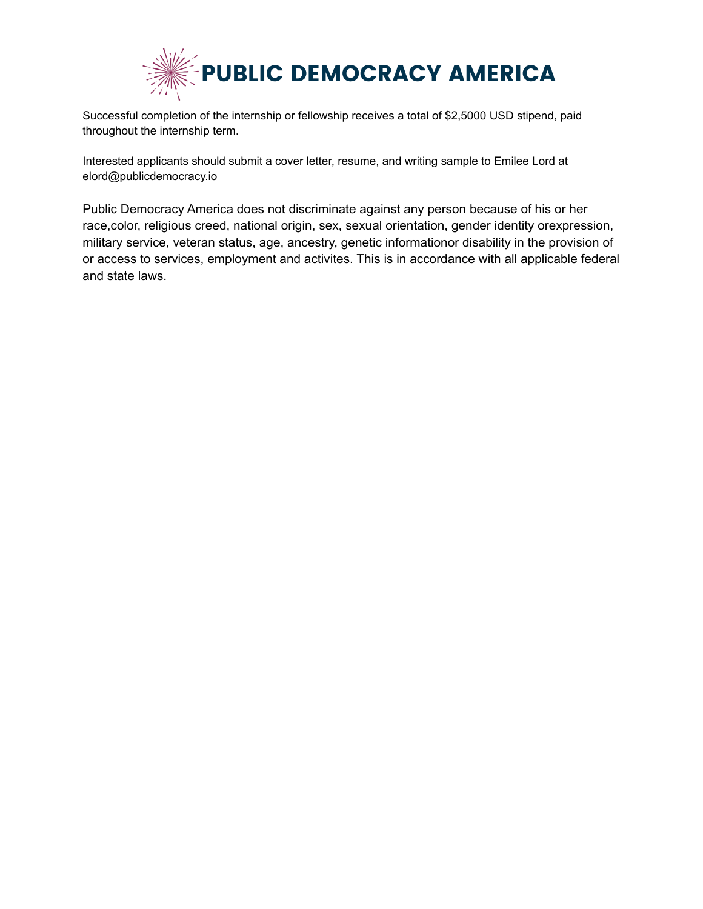# PUBLIC DEMOCRACY AMERICA

Successful completion of the internship or fellowship receives a total of $2,5000 USD stipend, paid throughout the internship term.

Interested applicants should submit a cover letter, resume, and writing sample to Emilee Lord at elord@publicdemocracy.io

Public Democracy America does not discriminate against any person because of his or her race,color, religious creed, national origin, sex, sexual orientation, gender identity orexpression, military service, veteran status, age, ancestry, genetic informationor disability in the provision of or access to services, employment and activites. This is in accordance with all applicable federal and state laws.